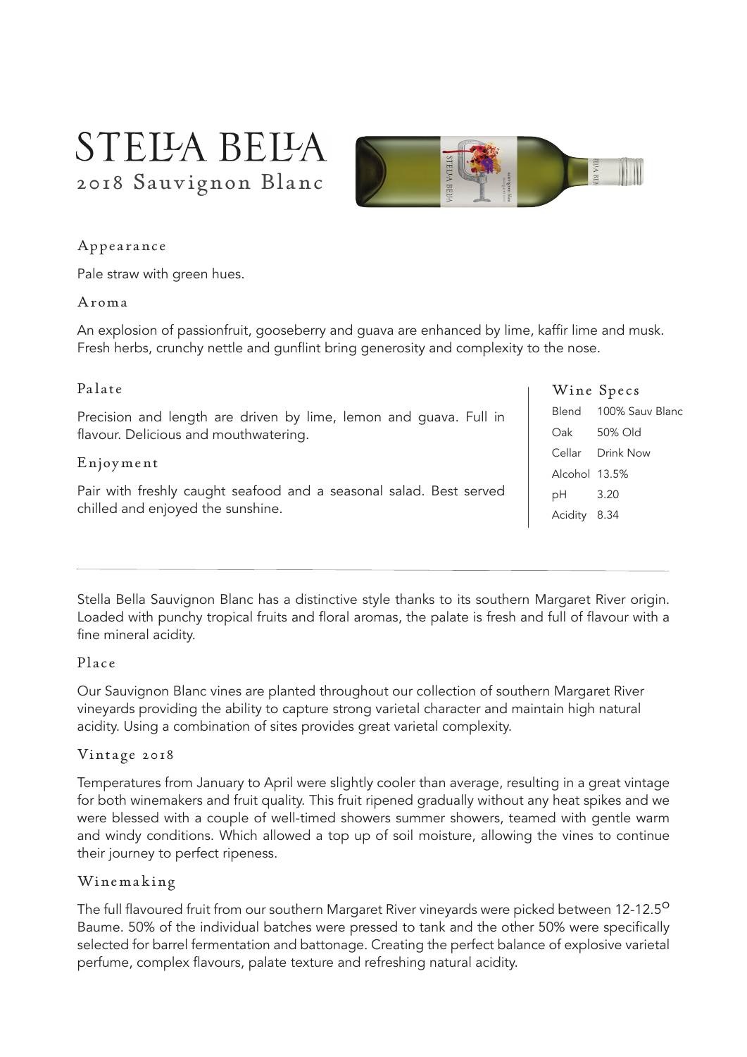# STELLA BELLA

## 2018 Sauvignon Blanc

### Appearance

Pale straw with green hues.

### Aroma

An explosion of passionfruit, gooseberry and guava are enhanced by lime, kaffir lime and musk. Fresh herbs, crunchy nettle and gunflint bring generosity and complexity to the nose.

### Palate

Precision and length are driven by lime, lemon and guava. Full in flavour. Delicious and mouthwatering.

### Enjoyment

Pair with freshly caught seafood and a seasonal salad. Best served chilled and enjoyed the sunshine.

### Wine Specs

| | |
|---|---|
| Blend | 100% Sauv Blanc |
| Oak | 50% Old |
| Cellar | Drink Now |
| Alcohol | 13.5% |
| pH | 3.20 |
| Acidity | 8.34 |

---

Stella Bella Sauvignon Blanc has a distinctive style thanks to its southern Margaret River origin. Loaded with punchy tropical fruits and floral aromas, the palate is fresh and full of flavour with a fine mineral acidity.

### Place

Our Sauvignon Blanc vines are planted throughout our collection of southern Margaret River vineyards providing the ability to capture strong varietal character and maintain high natural acidity. Using a combination of sites provides great varietal complexity.

### Vintage 2018

Temperatures from January to April were slightly cooler than average, resulting in a great vintage for both winemakers and fruit quality. This fruit ripened gradually without any heat spikes and we were blessed with a couple of well-timed showers summer showers, teamed with gentle warm and windy conditions. Which allowed a top up of soil moisture, allowing the vines to continue their journey to perfect ripeness.

### Winemaking

The full flavoured fruit from our southern Margaret River vineyards were picked between 12-12.5$^{o}$ Baume. 50% of the individual batches were pressed to tank and the other 50% were specifically selected for barrel fermentation and battonage. Creating the perfect balance of explosive varietal perfume, complex flavours, palate texture and refreshing natural acidity.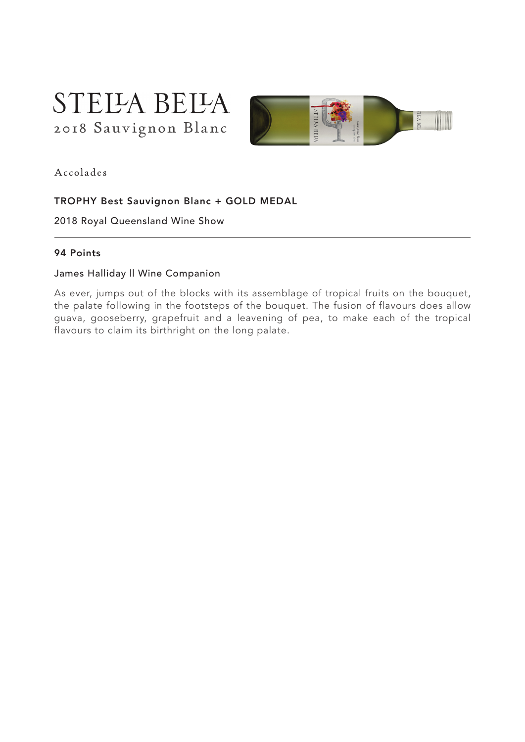# STELLA BELLA

## 2018 Sauvignon Blanc

Accolades

**TROPHY Best Sauvignon Blanc + GOLD MEDAL**

2018 Royal Queensland Wine Show

---

**94 Points**

James Halliday || Wine Companion

As ever, jumps out of the blocks with its assemblage of tropical fruits on the bouquet, the palate following in the footsteps of the bouquet. The fusion of flavours does allow guava, gooseberry, grapefruit and a leavening of pea, to make each of the tropical flavours to claim its birthright on the long palate.